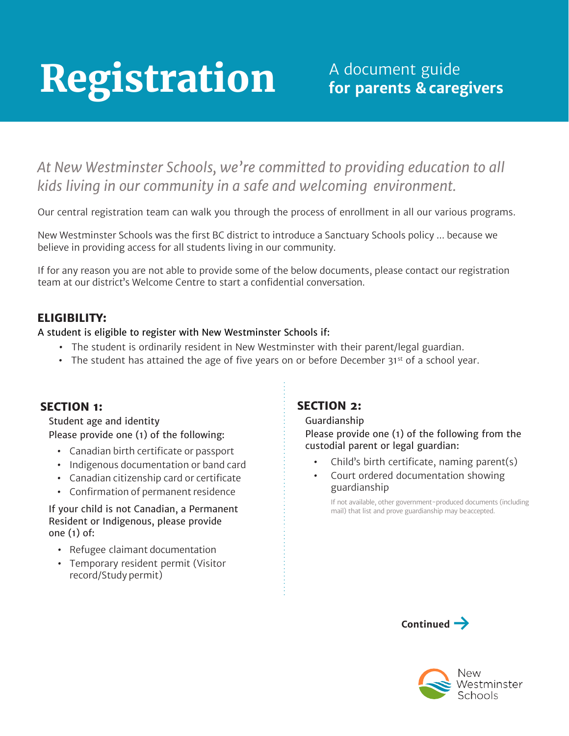# Registration

A document guide
**for parents & caregivers**

*At New Westminster Schools, we're committed to providing education to all kids living in our community in a safe and welcoming environment.*

Our central registration team can walk you through the process of enrollment in all our various programs.

New Westminster Schools was the first BC district to introduce a Sanctuary Schools policy ... because we believe in providing access for all students living in our community.

If for any reason you are not able to provide some of the below documents, please contact our registration team at our district's Welcome Centre to start a confidential conversation.

## ELIGIBILITY:

A student is eligible to register with New Westminster Schools if:

- The student is ordinarily resident in New Westminster with their parent/legal guardian.
- The student has attained the age of five years on or before December 31st of a school year.

## SECTION 1:

Student age and identity
Please provide one (1) of the following:

- Canadian birth certificate or passport
- Indigenous documentation or band card
- Canadian citizenship card or certificate
- Confirmation of permanent residence

If your child is not Canadian, a Permanent Resident or Indigenous, please provide one (1) of:

- Refugee claimant documentation
- Temporary resident permit (Visitor record/Study permit)

## SECTION 2:

Guardianship
Please provide one (1) of the following from the custodial parent or legal guardian:

- Child's birth certificate, naming parent(s)
- Court ordered documentation showing guardianship

If not available, other government-produced documents (including mail) that list and prove guardianship may be accepted.

**Continued →**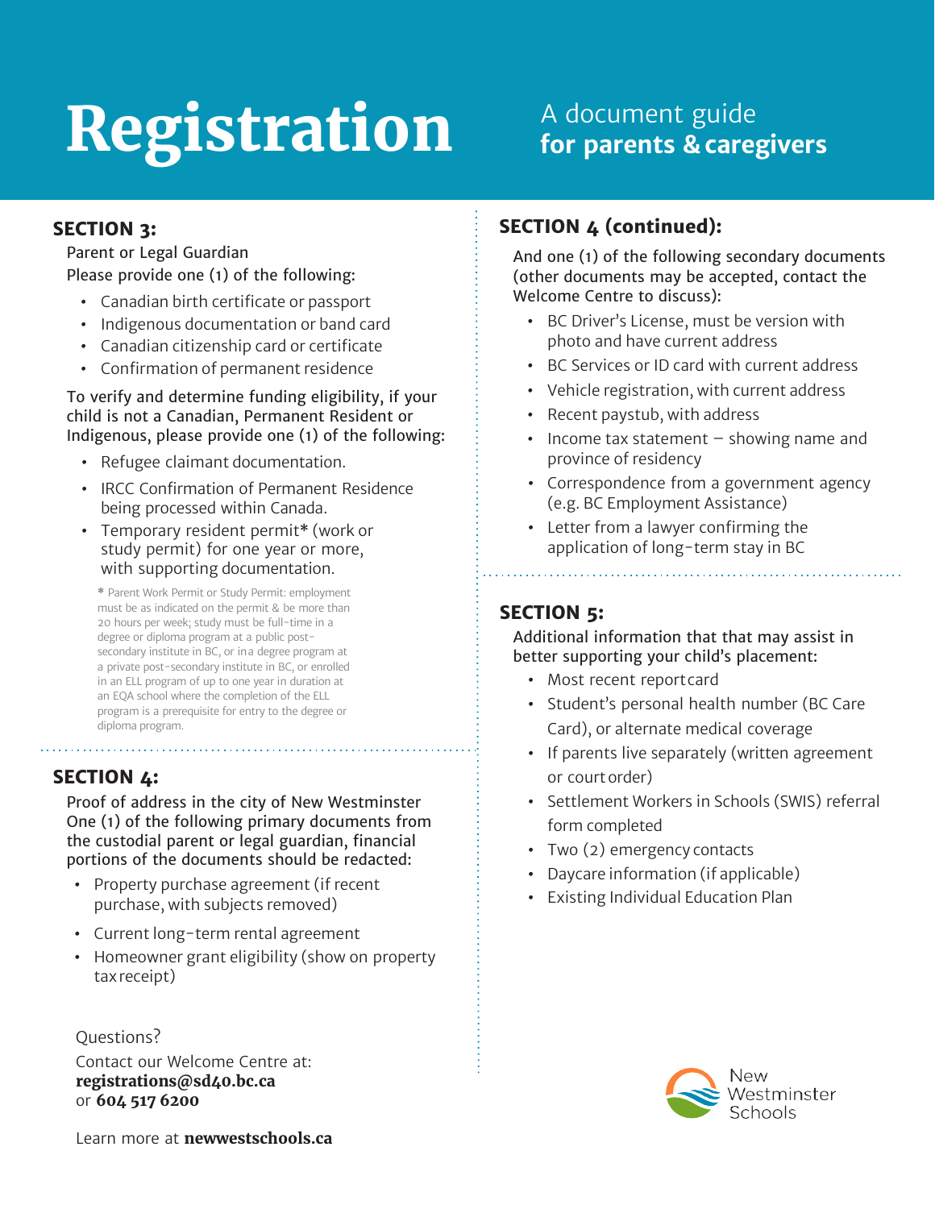# Registration

A document guide **for parents & caregivers**

## SECTION 3:

Parent or Legal Guardian
Please provide one (1) of the following:

- Canadian birth certificate or passport
- Indigenous documentation or band card
- Canadian citizenship card or certificate
- Confirmation of permanent residence

To verify and determine funding eligibility, if your child is not a Canadian, Permanent Resident or Indigenous, please provide one (1) of the following:

- Refugee claimant documentation.
- IRCC Confirmation of Permanent Residence being processed within Canada.
- Temporary resident permit* (work or study permit) for one year or more, with supporting documentation.

* Parent Work Permit or Study Permit: employment must be as indicated on the permit & be more than 20 hours per week; study must be full-time in a degree or diploma program at a public post-secondary institute in BC, or in a degree program at a private post-secondary institute in BC, or enrolled in an ELL program of up to one year in duration at an EQA school where the completion of the ELL program is a prerequisite for entry to the degree or diploma program.

## SECTION 4:

Proof of address in the city of New Westminster
One (1) of the following primary documents from the custodial parent or legal guardian, financial portions of the documents should be redacted:

- Property purchase agreement (if recent purchase, with subjects removed)
- Current long-term rental agreement
- Homeowner grant eligibility (show on property tax receipt)

## SECTION 4 (continued):

And one (1) of the following secondary documents (other documents may be accepted, contact the Welcome Centre to discuss):

- BC Driver's License, must be version with photo and have current address
- BC Services or ID card with current address
- Vehicle registration, with current address
- Recent paystub, with address
- Income tax statement – showing name and province of residency
- Correspondence from a government agency (e.g. BC Employment Assistance)
- Letter from a lawyer confirming the application of long-term stay in BC

## SECTION 5:

Additional information that that may assist in better supporting your child's placement:

- Most recent report card
- Student's personal health number (BC Care Card), or alternate medical coverage
- If parents live separately (written agreement or court order)
- Settlement Workers in Schools (SWIS) referral form completed
- Two (2) emergency contacts
- Daycare information (if applicable)
- Existing Individual Education Plan

Questions?
Contact our Welcome Centre at:
**registrations@sd40.bc.ca**
or **604 517 6200**

Learn more at **newwestschools.ca**

New Westminster Schools